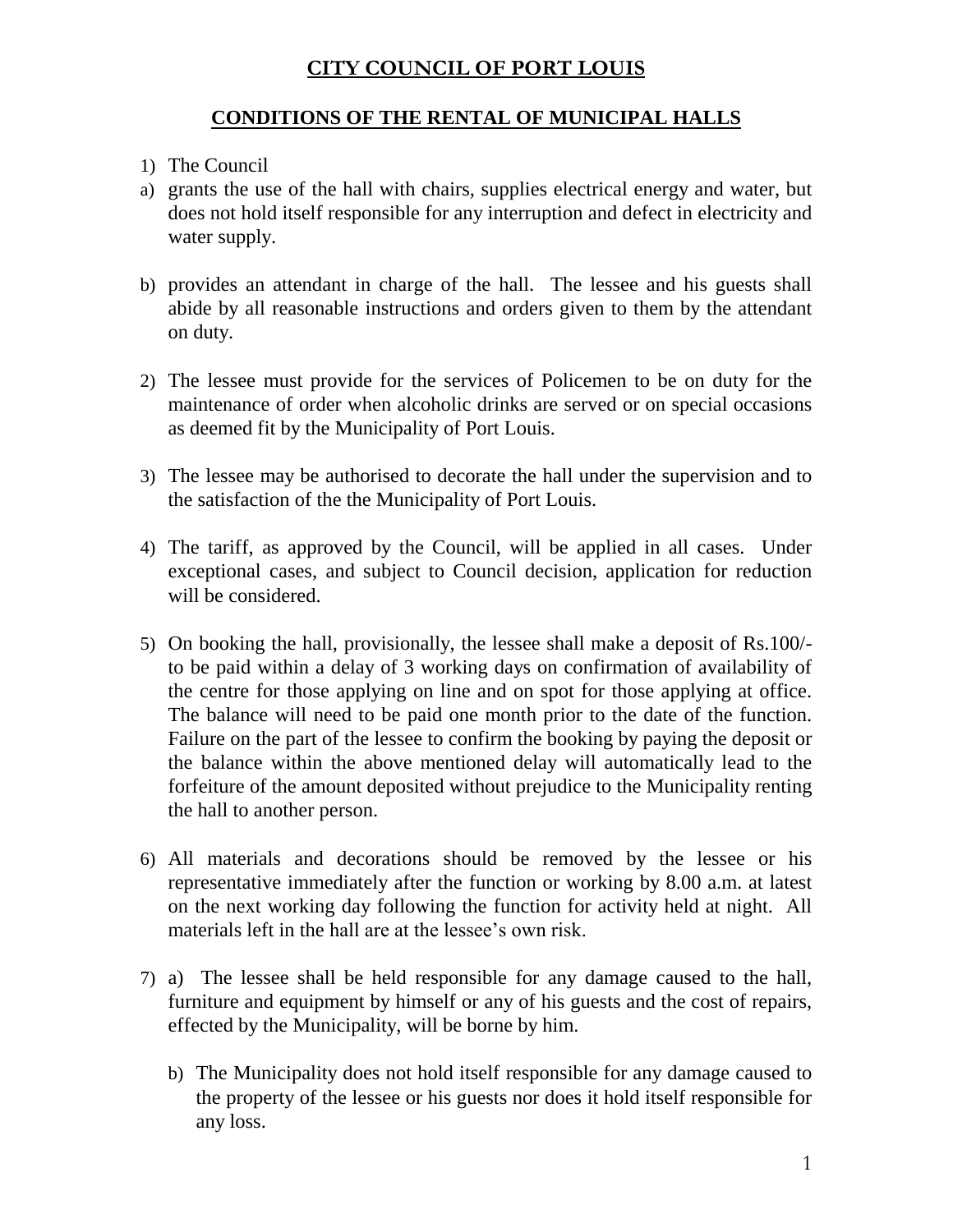# CITY COUNCIL OF PORT LOUIS

## CONDITIONS OF THE RENTAL OF MUNICIPAL HALLS

1) The Council

a) grants the use of the hall with chairs, supplies electrical energy and water, but does not hold itself responsible for any interruption and defect in electricity and water supply.

b) provides an attendant in charge of the hall. The lessee and his guests shall abide by all reasonable instructions and orders given to them by the attendant on duty.

2) The lessee must provide for the services of Policemen to be on duty for the maintenance of order when alcoholic drinks are served or on special occasions as deemed fit by the Municipality of Port Louis.

3) The lessee may be authorised to decorate the hall under the supervision and to the satisfaction of the the Municipality of Port Louis.

4) The tariff, as approved by the Council, will be applied in all cases. Under exceptional cases, and subject to Council decision, application for reduction will be considered.

5) On booking the hall, provisionally, the lessee shall make a deposit of Rs.100/- to be paid within a delay of 3 working days on confirmation of availability of the centre for those applying on line and on spot for those applying at office. The balance will need to be paid one month prior to the date of the function. Failure on the part of the lessee to confirm the booking by paying the deposit or the balance within the above mentioned delay will automatically lead to the forfeiture of the amount deposited without prejudice to the Municipality renting the hall to another person.

6) All materials and decorations should be removed by the lessee or his representative immediately after the function or working by 8.00 a.m. at latest on the next working day following the function for activity held at night. All materials left in the hall are at the lessee's own risk.

7) a) The lessee shall be held responsible for any damage caused to the hall, furniture and equipment by himself or any of his guests and the cost of repairs, effected by the Municipality, will be borne by him.

   b) The Municipality does not hold itself responsible for any damage caused to the property of the lessee or his guests nor does it hold itself responsible for any loss.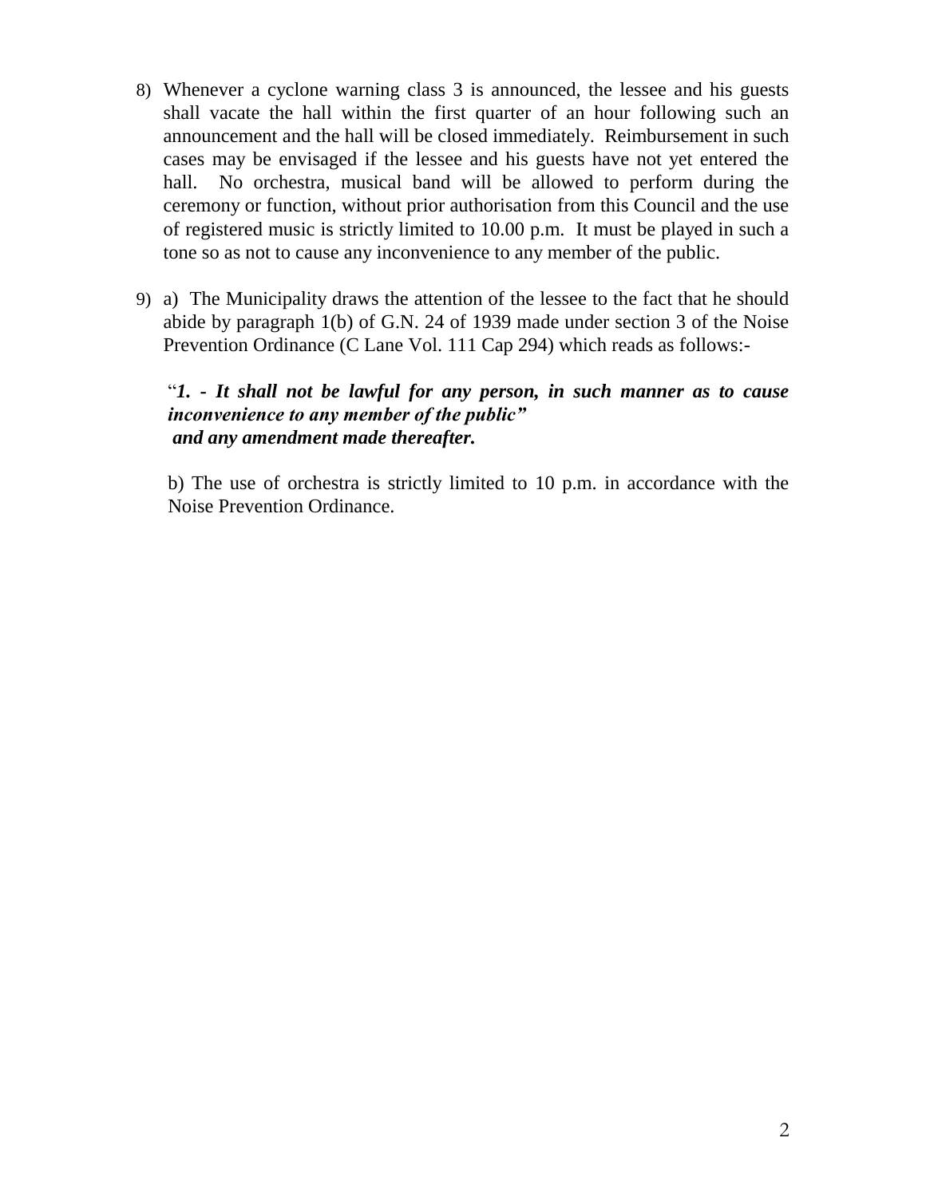8) Whenever a cyclone warning class 3 is announced, the lessee and his guests shall vacate the hall within the first quarter of an hour following such an announcement and the hall will be closed immediately. Reimbursement in such cases may be envisaged if the lessee and his guests have not yet entered the hall. No orchestra, musical band will be allowed to perform during the ceremony or function, without prior authorisation from this Council and the use of registered music is strictly limited to 10.00 p.m. It must be played in such a tone so as not to cause any inconvenience to any member of the public.

9) a) The Municipality draws the attention of the lessee to the fact that he should abide by paragraph 1(b) of G.N. 24 of 1939 made under section 3 of the Noise Prevention Ordinance (C Lane Vol. 111 Cap 294) which reads as follows:-

   "***1. - It shall not be lawful for any person, in such manner as to cause inconvenience to any member of the public" and any amendment made thereafter.***

   b) The use of orchestra is strictly limited to 10 p.m. in accordance with the Noise Prevention Ordinance.